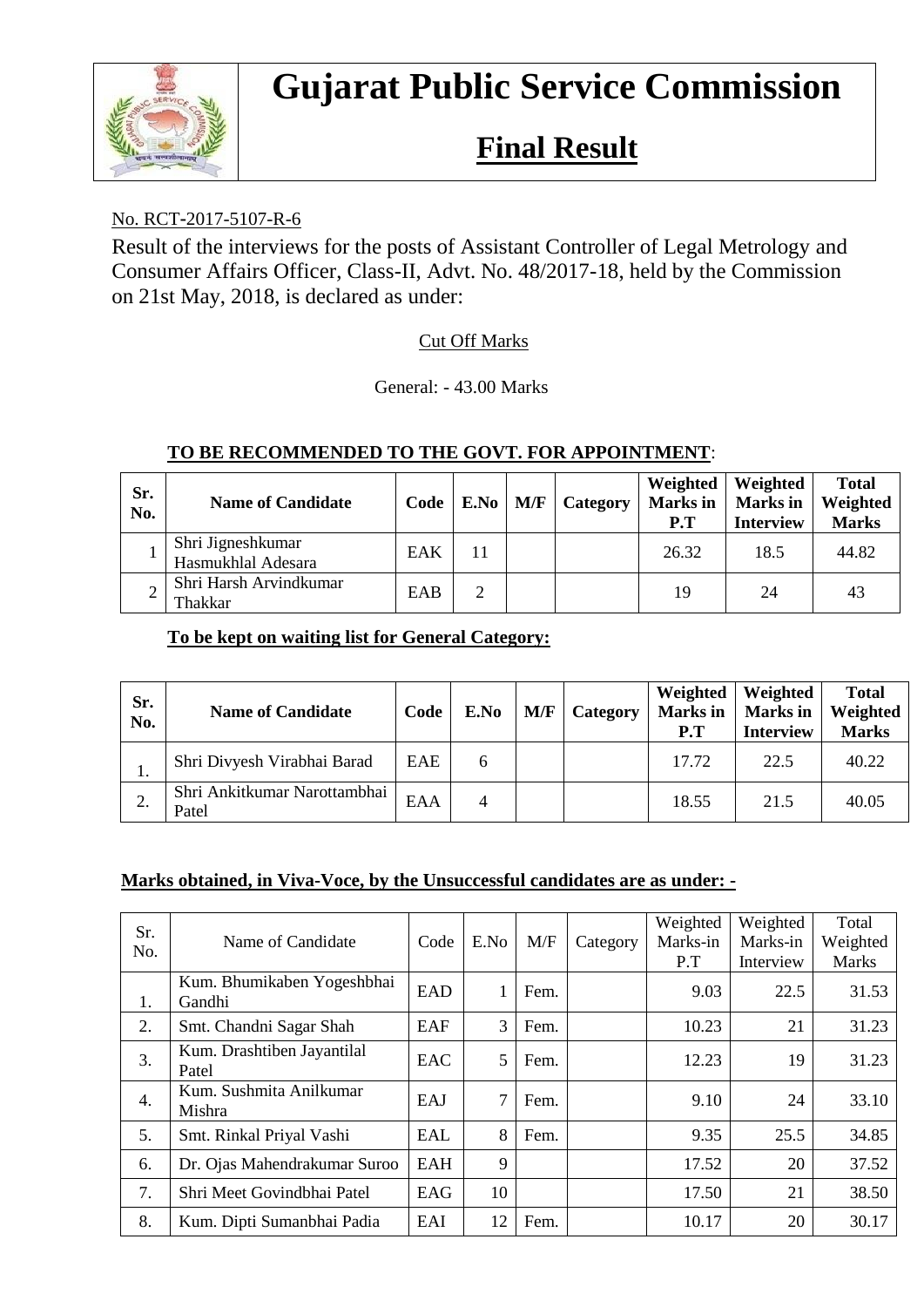# Gujarat Public Service Commission

## Final Result

No. RCT-2017-5107-R-6

Result of the interviews for the posts of Assistant Controller of Legal Metrology and Consumer Affairs Officer, Class-II, Advt. No. 48/2017-18, held by the Commission on 21st May, 2018, is declared as under:

Cut Off Marks

General: - 43.00 Marks

**TO BE RECOMMENDED TO THE GOVT. FOR APPOINTMENT**:

| Sr. No. | Name of Candidate | Code | E.No | M/F | Category | Weighted Marks in P.T | Weighted Marks in Interview | Total Weighted Marks |
|---|---|---|---|---|---|---|---|---|
| 1 | Shri Jigneshkumar Hasmukhlal Adesara | EAK | 11 | | | 26.32 | 18.5 | 44.82 |
| 2 | Shri Harsh Arvindkumar Thakkar | EAB | 2 | | | 19 | 24 | 43 |

**To be kept on waiting list for General Category:**

| Sr. No. | Name of Candidate | Code | E.No | M/F | Category | Weighted Marks in P.T | Weighted Marks in Interview | Total Weighted Marks |
|---|---|---|---|---|---|---|---|---|
| 1. | Shri Divyesh Virabhai Barad | EAE | 6 | | | 17.72 | 22.5 | 40.22 |
| 2. | Shri Ankitkumar Narottambhai Patel | EAA | 4 | | | 18.55 | 21.5 | 40.05 |

**Marks obtained, in Viva-Voce, by the Unsuccessful candidates are as under: -**

| Sr. No. | Name of Candidate | Code | E.No | M/F | Category | Weighted Marks-in P.T | Weighted Marks-in Interview | Total Weighted Marks |
|---|---|---|---|---|---|---|---|---|
| 1. | Kum. Bhumikaben Yogeshbhai Gandhi | EAD | 1 | Fem. | | 9.03 | 22.5 | 31.53 |
| 2. | Smt. Chandni Sagar Shah | EAF | 3 | Fem. | | 10.23 | 21 | 31.23 |
| 3. | Kum. Drashtiben Jayantilal Patel | EAC | 5 | Fem. | | 12.23 | 19 | 31.23 |
| 4. | Kum. Sushmita Anilkumar Mishra | EAJ | 7 | Fem. | | 9.10 | 24 | 33.10 |
| 5. | Smt. Rinkal Priyal Vashi | EAL | 8 | Fem. | | 9.35 | 25.5 | 34.85 |
| 6. | Dr. Ojas Mahendrakumar Suroo | EAH | 9 | | | 17.52 | 20 | 37.52 |
| 7. | Shri Meet Govindbhai Patel | EAG | 10 | | | 17.50 | 21 | 38.50 |
| 8. | Kum. Dipti Sumanbhai Padia | EAI | 12 | Fem. | | 10.17 | 20 | 30.17 |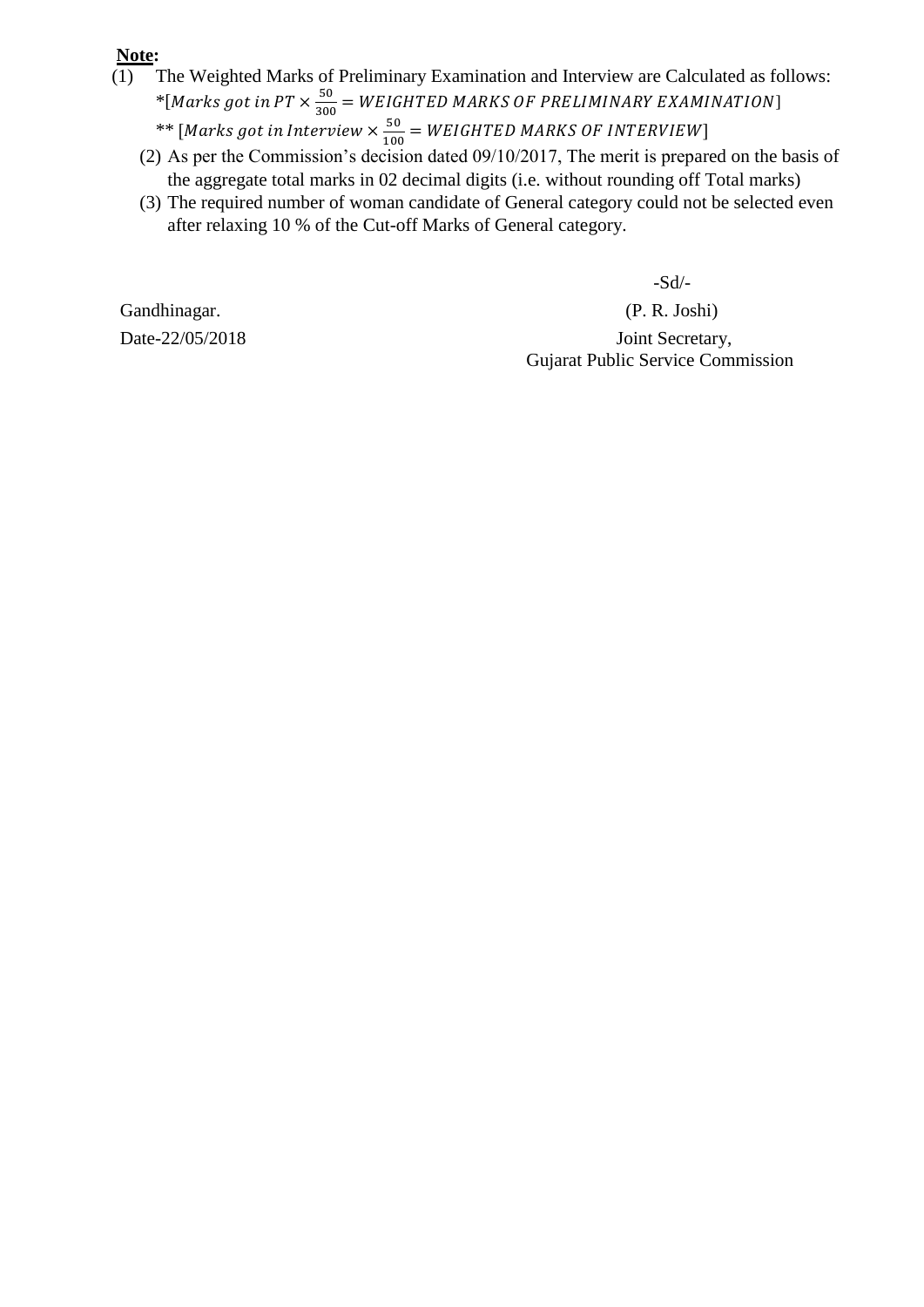**<u>Note</u>:**

(1) The Weighted Marks of Preliminary Examination and Interview are Calculated as follows:

*[$Marks\ got\ in\ PT \times \frac{50}{300} = WEIGHTED\ MARKS\ OF\ PRELIMINARY\ EXAMINATION$]

** [$Marks\ got\ in\ Interview \times \frac{50}{100} = WEIGHTED\ MARKS\ OF\ INTERVIEW$]

(2) As per the Commission's decision dated 09/10/2017, The merit is prepared on the basis of the aggregate total marks in 02 decimal digits (i.e. without rounding off Total marks)

(3) The required number of woman candidate of General category could not be selected even after relaxing 10 % of the Cut-off Marks of General category.

-Sd/-

(P. R. Joshi)

Joint Secretary,

Gujarat Public Service Commission

Gandhinagar.

Date-22/05/2018